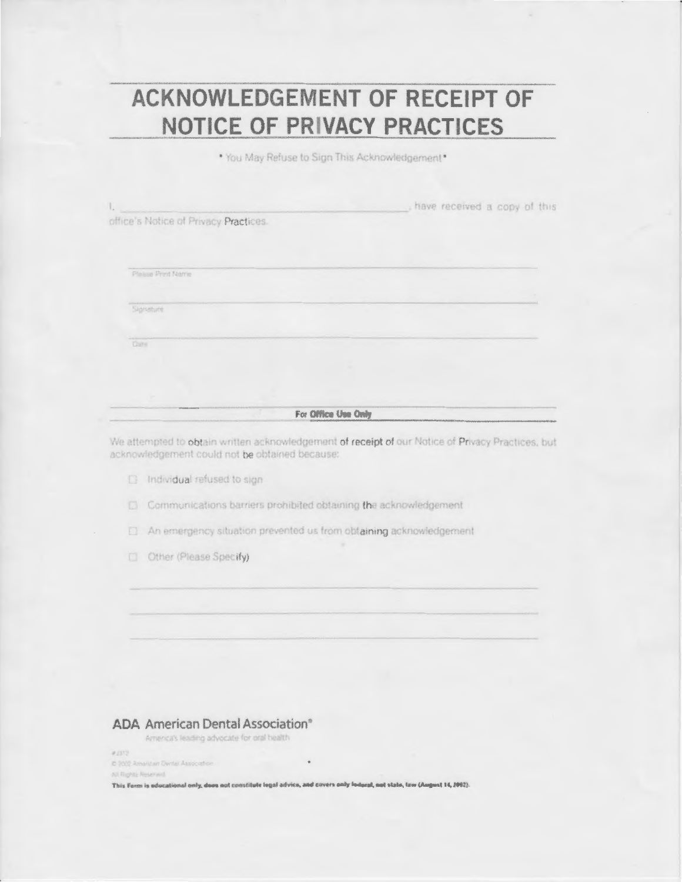# ACKNOWLEDGEMENT OF RECEIPT OF NOTICE OF PRIVACY PRACTICES

* You May Refuse to Sign This Acknowledgement *

I, ______________________________, have received a copy of this office's Notice of Privacy Practices.

______________________________
Please Print Name

______________________________
Signature

______________________________
Date

---

**For Office Use Only**

We attempted to obtain written acknowledgement of receipt of our Notice of Privacy Practices, but acknowledgement could not be obtained because:

- ☐ Individual refused to sign
- ☐ Communications barriers prohibited obtaining the acknowledgement
- ☐ An emergency situation prevented us from obtaining acknowledgement
- ☐ Other (Please Specify)

______________________________

______________________________

______________________________

**ADA American Dental Association®**
America's leading advocate for oral health

#2312
© 2002 American Dental Association
All Rights Reserved

**This Form is educational only, does not constitute legal advice, and covers only federal, not state, law (August 14, 2002).**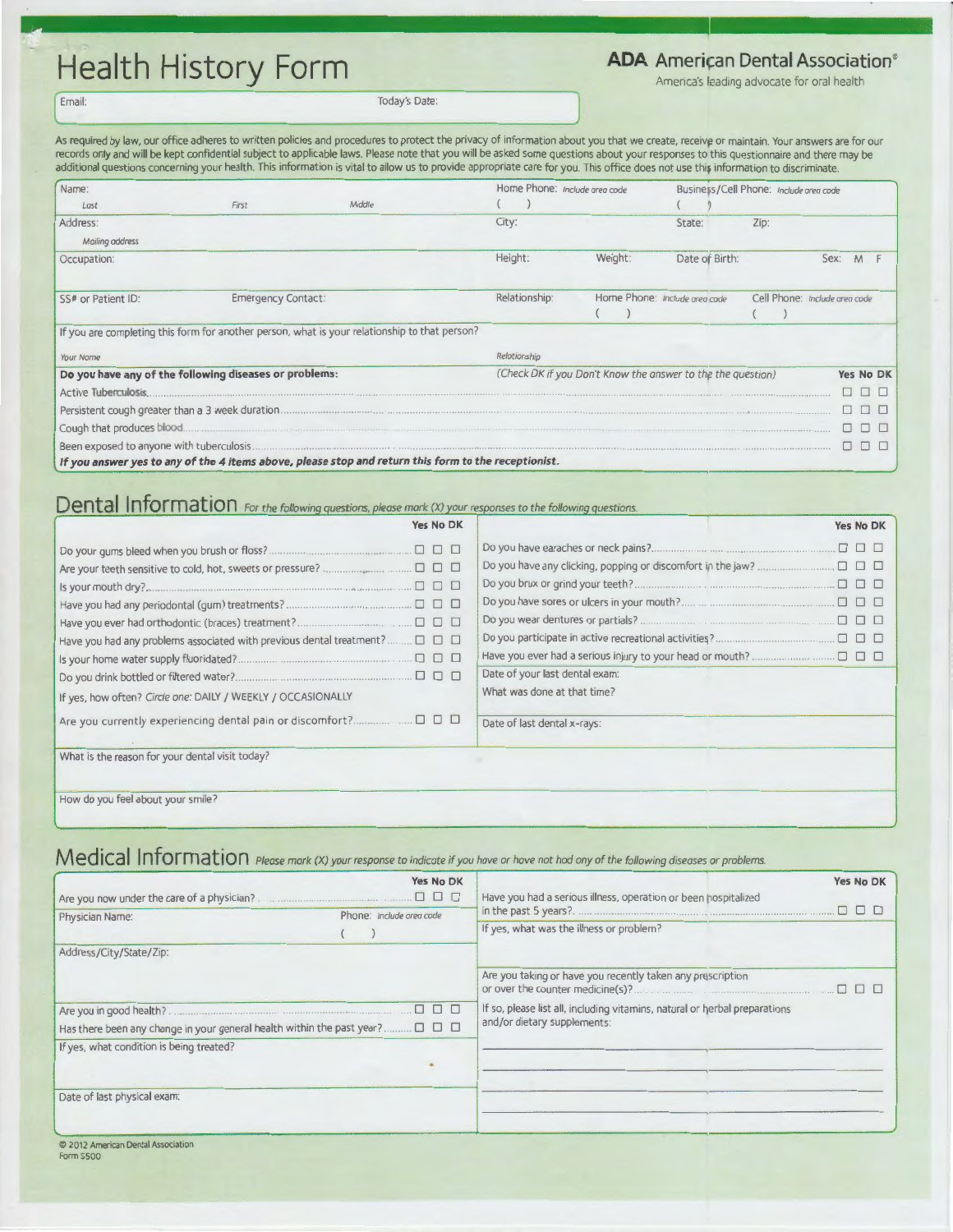# Health History Form

**ADA American Dental Association®**

America's leading advocate for oral health

Email: Today's Date:

As required by law, our office adheres to written policies and procedures to protect the privacy of information about you that we create, receive or maintain. Your answers are for our records only and will be kept confidential subject to applicable laws. Please note that you will be asked some questions about your responses to this questionnaire and there may be additional questions concerning your health. This information is vital to allow us to provide appropriate care for you. This office does not use this information to discriminate.

| | | | |
|---|---|---|---|
| Name: Last / First / Middle | Home Phone: *Include area code* ( ) | Business/Cell Phone: *Include area code* ( ) | |
| Address: *Mailing address* | City: | State: | Zip: |
| Occupation: | Height: | Weight: | Date of Birth: / Sex: M F |
| SS# or Patient ID: / Emergency Contact: | Relationship: | Home Phone: *Include area code* ( ) | Cell Phone: *Include area code* ( ) |

If you are completing this form for another person, what is your relationship to that person?

*Your Name* *Relationship*

**Do you have any of the following diseases or problems:** *(Check DK if you Don't Know the answer to the the question)*

| | Yes | No | DK |
|---|---|---|---|
| Active Tuberculosis | ☐ | ☐ | ☐ |
| Persistent cough greater than a 3 week duration | ☐ | ☐ | ☐ |
| Cough that produces blood | ☐ | ☐ | ☐ |
| Been exposed to anyone with tuberculosis | ☐ | ☐ | ☐ |

***If you answer yes to any of the 4 items above, please stop and return this form to the receptionist.***

## Dental Information

*For the following questions, please mark (X) your responses to the following questions.*

| | Yes | No | DK |
|---|---|---|---|
| Do your gums bleed when you brush or floss? | ☐ | ☐ | ☐ |
| Are your teeth sensitive to cold, hot, sweets or pressure? | ☐ | ☐ | ☐ |
| Is your mouth dry? | ☐ | ☐ | ☐ |
| Have you had any periodontal (gum) treatments? | ☐ | ☐ | ☐ |
| Have you ever had orthodontic (braces) treatment? | ☐ | ☐ | ☐ |
| Have you had any problems associated with previous dental treatment? | ☐ | ☐ | ☐ |
| Is your home water supply fluoridated? | ☐ | ☐ | ☐ |
| Do you drink bottled or filtered water? | ☐ | ☐ | ☐ |
| If yes, how often? *Circle one:* DAILY / WEEKLY / OCCASIONALLY | | | |
| Are you currently experiencing dental pain or discomfort? | ☐ | ☐ | ☐ |

| | Yes | No | DK |
|---|---|---|---|
| Do you have earaches or neck pains? | ☐ | ☐ | ☐ |
| Do you have any clicking, popping or discomfort in the jaw? | ☐ | ☐ | ☐ |
| Do you brux or grind your teeth? | ☐ | ☐ | ☐ |
| Do you have sores or ulcers in your mouth? | ☐ | ☐ | ☐ |
| Do you wear dentures or partials? | ☐ | ☐ | ☐ |
| Do you participate in active recreational activities? | ☐ | ☐ | ☐ |
| Have you ever had a serious injury to your head or mouth? | ☐ | ☐ | ☐ |

Date of your last dental exam:

What was done at that time?

Date of last dental x-rays:

What is the reason for your dental visit today?

How do you feel about your smile?

## Medical Information

*Please mark (X) your response to indicate if you have or have not had any of the following diseases or problems.*

| | Yes | No | DK |
|---|---|---|---|
| Are you now under the care of a physician? | ☐ | ☐ | ☐ |

Physician Name: Phone: *Include area code* ( )

Address/City/State/Zip:

| | Yes | No | DK |
|---|---|---|---|
| Are you in good health? | ☐ | ☐ | ☐ |
| Has there been any change in your general health within the past year? | ☐ | ☐ | ☐ |

If yes, what condition is being treated?

Date of last physical exam:

| | Yes | No | DK |
|---|---|---|---|
| Have you had a serious illness, operation or been hospitalized in the past 5 years? | ☐ | ☐ | ☐ |

If yes, what was the illness or problem?

| | Yes | No | DK |
|---|---|---|---|
| Are you taking or have you recently taken any prescription or over the counter medicine(s)? | ☐ | ☐ | ☐ |

If so, please list all, including vitamins, natural or herbal preparations and/or dietary supplements:

© 2012 American Dental Association
Form S500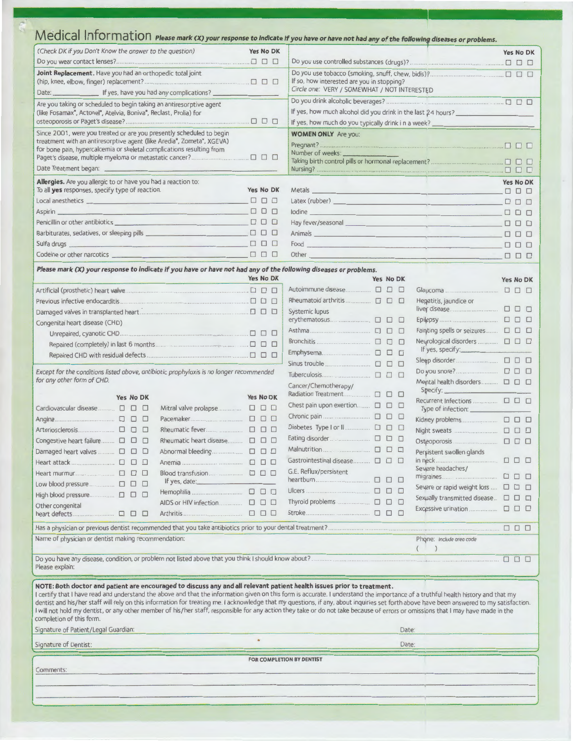# Medical Information

*Please mark (X) your response to indicate if you have or have not had any of the following diseases or problems.*

| (Check DK if you Don't Know the answer to the question) | Yes | No | DK |
| --- | --- | --- | --- |
| Do you wear contact lenses? | ☐ | ☐ | ☐ |
| **Joint Replacement.** Have you had an orthopedic total joint (hip, knee, elbow, finger) replacement? | ☐ | ☐ | ☐ |
| Date: ______ If yes, have you had any complications? ______ | | | |
| Are you taking or scheduled to begin taking an antiresorptive agent (like Fosamax®, Actonel®, Atelvia, Boniva®, Reclast, Prolia) for osteoporosis or Paget's disease? | ☐ | ☐ | ☐ |
| Since 2001, were you treated or are you presently scheduled to begin treatment with an antiresorptive agent (like Aredia®, Zometa®, XGEVA) for bone pain, hypercalcemia or skeletal complications resulting from Paget's disease, multiple myeloma or metastatic cancer? | ☐ | ☐ | ☐ |
| Date Treatment began: ______ | | | |

| | Yes | No | DK |
| --- | --- | --- | --- |
| Do you use controlled substances (drugs)? | ☐ | ☐ | ☐ |
| Do you use tobacco (smoking, snuff, chew, bidis)? | ☐ | ☐ | ☐ |
| If so, how interested are you in stopping? Circle one: VERY / SOMEWHAT / NOT INTERESTED | | | |
| Do you drink alcoholic beverages? | ☐ | ☐ | ☐ |
| If yes, how much alcohol did you drink in the last 24 hours? ______ | | | |
| If yes, how much do you typically drink in a week? ______ | | | |
| **WOMEN ONLY** Are you: | | | |
| Pregnant? | ☐ | ☐ | ☐ |
| Number of weeks: ______ | | | |
| Taking birth control pills or hormonal replacement? | ☐ | ☐ | ☐ |
| Nursing? | ☐ | ☐ | ☐ |

**Allergies.** Are you allergic to or have you had a reaction to:
To all **yes** responses, specify type of reaction.

| | Yes | No | DK |
| --- | --- | --- | --- |
| Local anesthetics ______ | ☐ | ☐ | ☐ |
| Aspirin ______ | ☐ | ☐ | ☐ |
| Penicillin or other antibiotics ______ | ☐ | ☐ | ☐ |
| Barbiturates, sedatives, or sleeping pills ______ | ☐ | ☐ | ☐ |
| Sulfa drugs ______ | ☐ | ☐ | ☐ |
| Codeine or other narcotics ______ | ☐ | ☐ | ☐ |
| Metals ______ | ☐ | ☐ | ☐ |
| Latex (rubber) ______ | ☐ | ☐ | ☐ |
| Iodine ______ | ☐ | ☐ | ☐ |
| Hay fever/seasonal ______ | ☐ | ☐ | ☐ |
| Animals ______ | ☐ | ☐ | ☐ |
| Food ______ | ☐ | ☐ | ☐ |
| Other ______ | ☐ | ☐ | ☐ |

*Please mark (X) your response to indicate if you have or have not had any of the following diseases or problems.*

| | Yes | No | DK |
| --- | --- | --- | --- |
| Artificial (prosthetic) heart valve | ☐ | ☐ | ☐ |
| Previous infective endocarditis | ☐ | ☐ | ☐ |
| Damaged valves in transplanted heart | ☐ | ☐ | ☐ |
| Congenital heart disease (CHD) | | | |
| Unrepaired, cyanotic CHD | ☐ | ☐ | ☐ |
| Repaired (completely) in last 6 months | ☐ | ☐ | ☐ |
| Repaired CHD with residual defects | ☐ | ☐ | ☐ |

*Except for the conditions listed above, antibiotic prophylaxis is no longer recommended for any other form of CHD.*

| | Yes | No | DK | | Yes | No | DK |
| --- | --- | --- | --- | --- | --- | --- | --- |
| Cardiovascular disease | ☐ | ☐ | ☐ | Mitral valve prolapse | ☐ | ☐ | ☐ |
| Angina | ☐ | ☐ | ☐ | Pacemaker | ☐ | ☐ | ☐ |
| Arteriosclerosis | ☐ | ☐ | ☐ | Rheumatic fever | ☐ | ☐ | ☐ |
| Congestive heart failure | ☐ | ☐ | ☐ | Rheumatic heart disease | ☐ | ☐ | ☐ |
| Damaged heart valves | ☐ | ☐ | ☐ | Abnormal bleeding | ☐ | ☐ | ☐ |
| Heart attack | ☐ | ☐ | ☐ | Anemia | ☐ | ☐ | ☐ |
| Heart murmur | ☐ | ☐ | ☐ | Blood transfusion | ☐ | ☐ | ☐ |
| Low blood pressure | ☐ | ☐ | ☐ | If yes, date: ______ | | | |
| High blood pressure | ☐ | ☐ | ☐ | Hemophilia | ☐ | ☐ | ☐ |
| Other congenital heart defects | ☐ | ☐ | ☐ | AIDS or HIV infection | ☐ | ☐ | ☐ |
| | | | | Arthritis | ☐ | ☐ | ☐ |

| | Yes | No | DK | | Yes | No | DK |
| --- | --- | --- | --- | --- | --- | --- | --- |
| Autoimmune disease | ☐ | ☐ | ☐ | Glaucoma | ☐ | ☐ | ☐ |
| Rheumatoid arthritis | ☐ | ☐ | ☐ | Hepatitis, jaundice or liver disease | ☐ | ☐ | ☐ |
| Systemic lupus erythematosus | ☐ | ☐ | ☐ | Epilepsy | ☐ | ☐ | ☐ |
| Asthma | ☐ | ☐ | ☐ | Fainting spells or seizures | ☐ | ☐ | ☐ |
| Bronchitis | ☐ | ☐ | ☐ | Neurological disorders | ☐ | ☐ | ☐ |
| Emphysema | ☐ | ☐ | ☐ | If yes, specify: ______ | | | |
| Sinus trouble | ☐ | ☐ | ☐ | Sleep disorder | ☐ | ☐ | ☐ |
| Tuberculosis | ☐ | ☐ | ☐ | Do you snore? | ☐ | ☐ | ☐ |
| Cancer/Chemotherapy/Radiation Treatment | ☐ | ☐ | ☐ | Mental health disorders | ☐ | ☐ | ☐ |
| | | | | Specify: ______ | | | |
| Chest pain upon exertion | ☐ | ☐ | ☐ | Recurrent Infections | ☐ | ☐ | ☐ |
| | | | | Type of infection: ______ | | | |
| Chronic pain | ☐ | ☐ | ☐ | Kidney problems | ☐ | ☐ | ☐ |
| Diabetes Type I or II | ☐ | ☐ | ☐ | Night sweats | ☐ | ☐ | ☐ |
| Eating disorder | ☐ | ☐ | ☐ | Osteoporosis | ☐ | ☐ | ☐ |
| Malnutrition | ☐ | ☐ | ☐ | Persistent swollen glands in neck | ☐ | ☐ | ☐ |
| Gastrointestinal disease | ☐ | ☐ | ☐ | Severe headaches/migraines | ☐ | ☐ | ☐ |
| G.E. Reflux/persistent heartburn | ☐ | ☐ | ☐ | Severe or rapid weight loss | ☐ | ☐ | ☐ |
| Ulcers | ☐ | ☐ | ☐ | Sexually transmitted disease | ☐ | ☐ | ☐ |
| Thyroid problems | ☐ | ☐ | ☐ | Excessive urination | ☐ | ☐ | ☐ |
| Stroke | ☐ | ☐ | ☐ | | | | |

| | Yes | No | DK |
| --- | --- | --- | --- |
| Has a physician or previous dentist recommended that you take antibiotics prior to your dental treatment? | ☐ | ☐ | ☐ |

Name of physician or dentist making recommendation: ______ Phone: *Include area code* ( )

| | Yes | No | DK |
| --- | --- | --- | --- |
| Do you have any disease, condition, or problem not listed above that you think I should know about? | ☐ | ☐ | ☐ |

Please explain:

**NOTE: Both doctor and patient are encouraged to discuss any and all relevant patient health issues prior to treatment.**
I certify that I have read and understand the above and that the information given on this form is accurate. I understand the importance of a truthful health history and that my dentist and his/her staff will rely on this information for treating me. I acknowledge that my questions, if any, about inquiries set forth above have been answered to my satisfaction. I will not hold my dentist, or any other member of his/her staff, responsible for any action they take or do not take because of errors or omissions that I may have made in the completion of this form.

Signature of Patient/Legal Guardian: ______ Date: ______

Signature of Dentist: ______ Date: ______

**FOR COMPLETION BY DENTIST**

Comments: